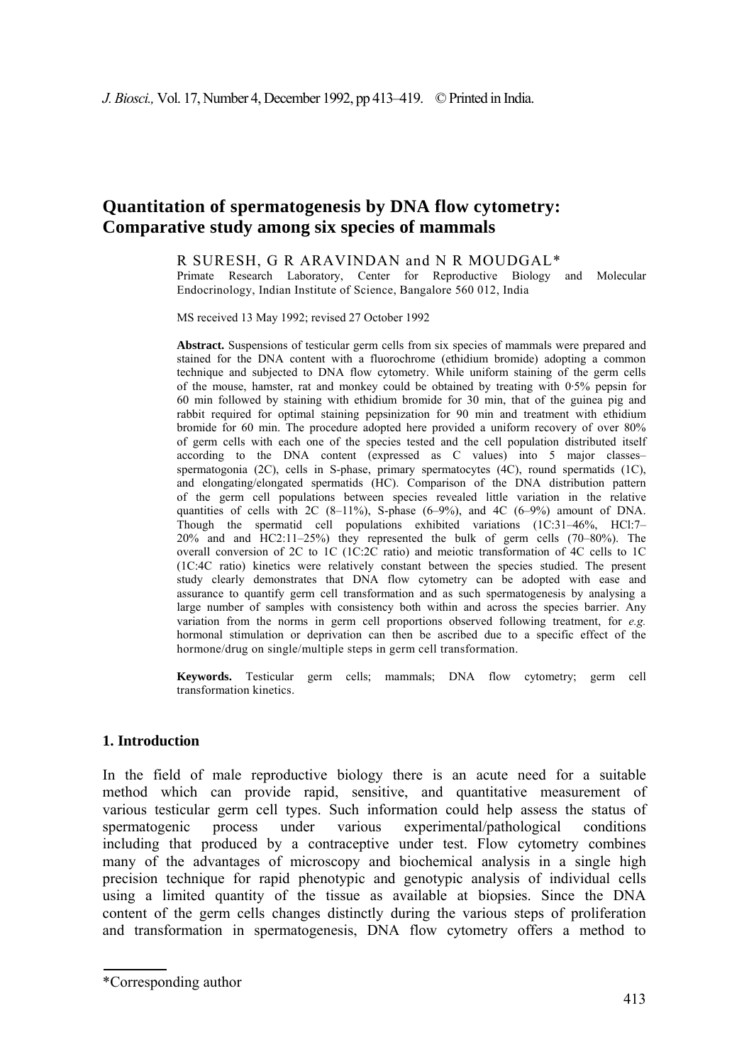# Quantitation of spermatogenesis by DNA flow cytometry: Comparative study among six species of mammals

R SURESH, G R ARAVINDAN and N R MOUDGAL*

Primate Research Laboratory, Center for Reproductive Biology and Molecular Endocrinology, Indian Institute of Science, Bangalore 560 012, India

MS received 13 May 1992; revised 27 October 1992

**Abstract.** Suspensions of testicular germ cells from six species of mammals were prepared and stained for the DNA content with a fluorochrome (ethidium bromide) adopting a common technique and subjected to DNA flow cytometry. While uniform staining of the germ cells of the mouse, hamster, rat and monkey could be obtained by treating with 0·5% pepsin for 60 min followed by staining with ethidium bromide for 30 min, that of the guinea pig and rabbit required for optimal staining pepsinization for 90 min and treatment with ethidium bromide for 60 min. The procedure adopted here provided a uniform recovery of over 80% of germ cells with each one of the species tested and the cell population distributed itself according to the DNA content (expressed as C values) into 5 major classes– spermatogonia (2C), cells in S-phase, primary spermatocytes (4C), round spermatids (1C), and elongating/elongated spermatids (HC). Comparison of the DNA distribution pattern of the germ cell populations between species revealed little variation in the relative quantities of cells with 2C (8–11%), S-phase (6–9%), and 4C (6–9%) amount of DNA. Though the spermatid cell populations exhibited variations (1C:31–46%, HCl:7–20% and and HC2:11–25%) they represented the bulk of germ cells (70–80%). The overall conversion of 2C to 1C (1C:2C ratio) and meiotic transformation of 4C cells to 1C (1C:4C ratio) kinetics were relatively constant between the species studied. The present study clearly demonstrates that DNA flow cytometry can be adopted with ease and assurance to quantify germ cell transformation and as such spermatogenesis by analysing a large number of samples with consistency both within and across the species barrier. Any variation from the norms in germ cell proportions observed following treatment, for *e.g.* hormonal stimulation or deprivation can then be ascribed due to a specific effect of the hormone/drug on single/multiple steps in germ cell transformation.

**Keywords.** Testicular germ cells; mammals; DNA flow cytometry; germ cell transformation kinetics.

## 1. Introduction

In the field of male reproductive biology there is an acute need for a suitable method which can provide rapid, sensitive, and quantitative measurement of various testicular germ cell types. Such information could help assess the status of spermatogenic process under various experimental/pathological conditions including that produced by a contraceptive under test. Flow cytometry combines many of the advantages of microscopy and biochemical analysis in a single high precision technique for rapid phenotypic and genotypic analysis of individual cells using a limited quantity of the tissue as available at biopsies. Since the DNA content of the germ cells changes distinctly during the various steps of proliferation and transformation in spermatogenesis, DNA flow cytometry offers a method to

*Corresponding author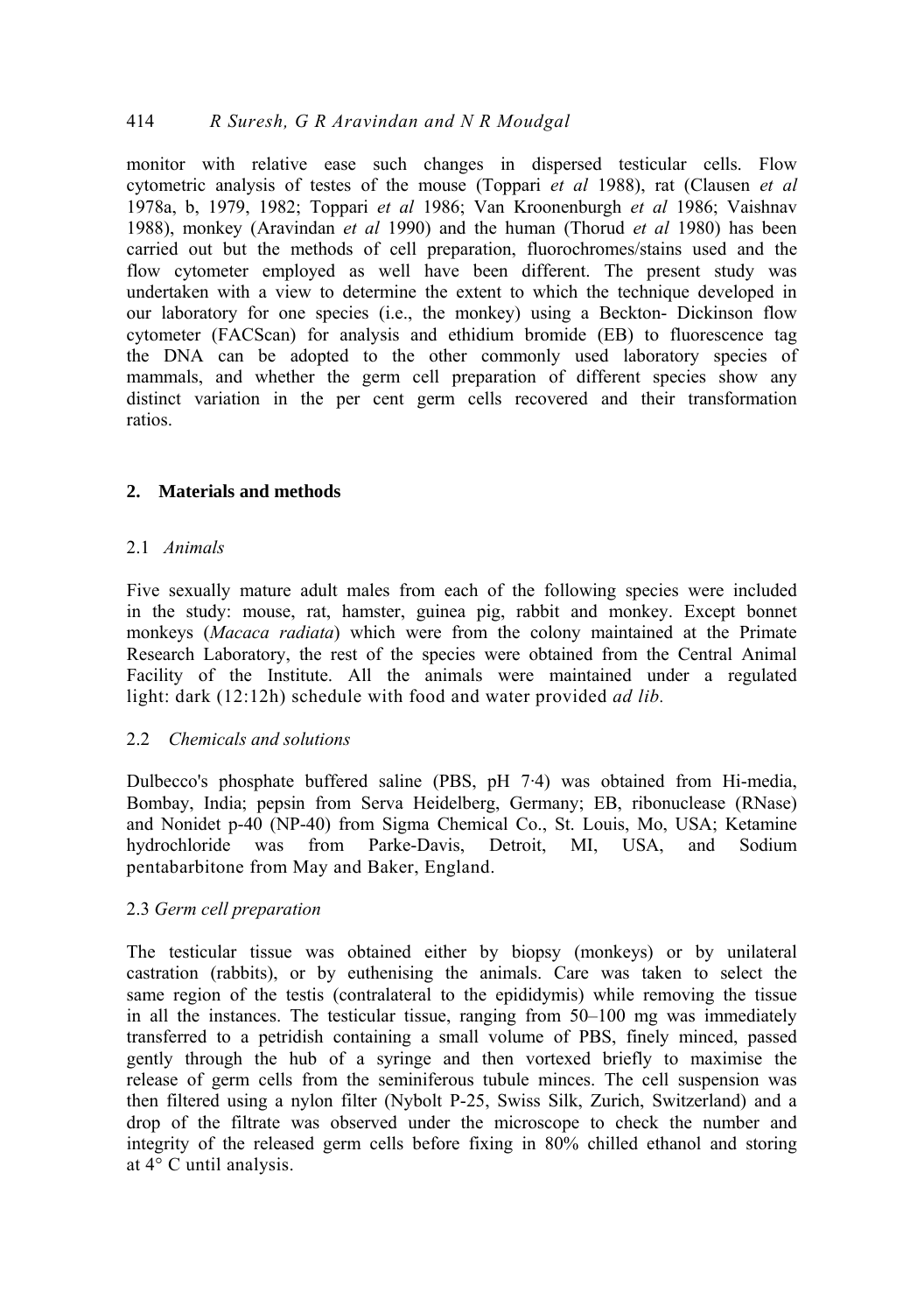monitor with relative ease such changes in dispersed testicular cells. Flow cytometric analysis of testes of the mouse (Toppari *et al* 1988), rat (Clausen *et al* 1978a, b, 1979, 1982; Toppari *et al* 1986; Van Kroonenburgh *et al* 1986; Vaishnav 1988), monkey (Aravindan *et al* 1990) and the human (Thorud *et al* 1980) has been carried out but the methods of cell preparation, fluorochromes/stains used and the flow cytometer employed as well have been different. The present study was undertaken with a view to determine the extent to which the technique developed in our laboratory for one species (i.e., the monkey) using a Beckton- Dickinson flow cytometer (FACScan) for analysis and ethidium bromide (EB) to fluorescence tag the DNA can be adopted to the other commonly used laboratory species of mammals, and whether the germ cell preparation of different species show any distinct variation in the per cent germ cells recovered and their transformation ratios.

## 2. Materials and methods

### 2.1 *Animals*

Five sexually mature adult males from each of the following species were included in the study: mouse, rat, hamster, guinea pig, rabbit and monkey. Except bonnet monkeys (*Macaca radiata*) which were from the colony maintained at the Primate Research Laboratory, the rest of the species were obtained from the Central Animal Facility of the Institute. All the animals were maintained under a regulated light: dark (12:12h) schedule with food and water provided *ad lib.*

### 2.2 *Chemicals and solutions*

Dulbecco's phosphate buffered saline (PBS, pH 7·4) was obtained from Hi-media, Bombay, India; pepsin from Serva Heidelberg, Germany; EB, ribonuclease (RNase) and Nonidet p-40 (NP-40) from Sigma Chemical Co., St. Louis, Mo, USA; Ketamine hydrochloride was from Parke-Davis, Detroit, MI, USA, and Sodium pentabarbitone from May and Baker, England.

### 2.3 *Germ cell preparation*

The testicular tissue was obtained either by biopsy (monkeys) or by unilateral castration (rabbits), or by euthenising the animals. Care was taken to select the same region of the testis (contralateral to the epididymis) while removing the tissue in all the instances. The testicular tissue, ranging from 50–100 mg was immediately transferred to a petridish containing a small volume of PBS, finely minced, passed gently through the hub of a syringe and then vortexed briefly to maximise the release of germ cells from the seminiferous tubule minces. The cell suspension was then filtered using a nylon filter (Nybolt P-25, Swiss Silk, Zurich, Switzerland) and a drop of the filtrate was observed under the microscope to check the number and integrity of the released germ cells before fixing in 80% chilled ethanol and storing at 4° C until analysis.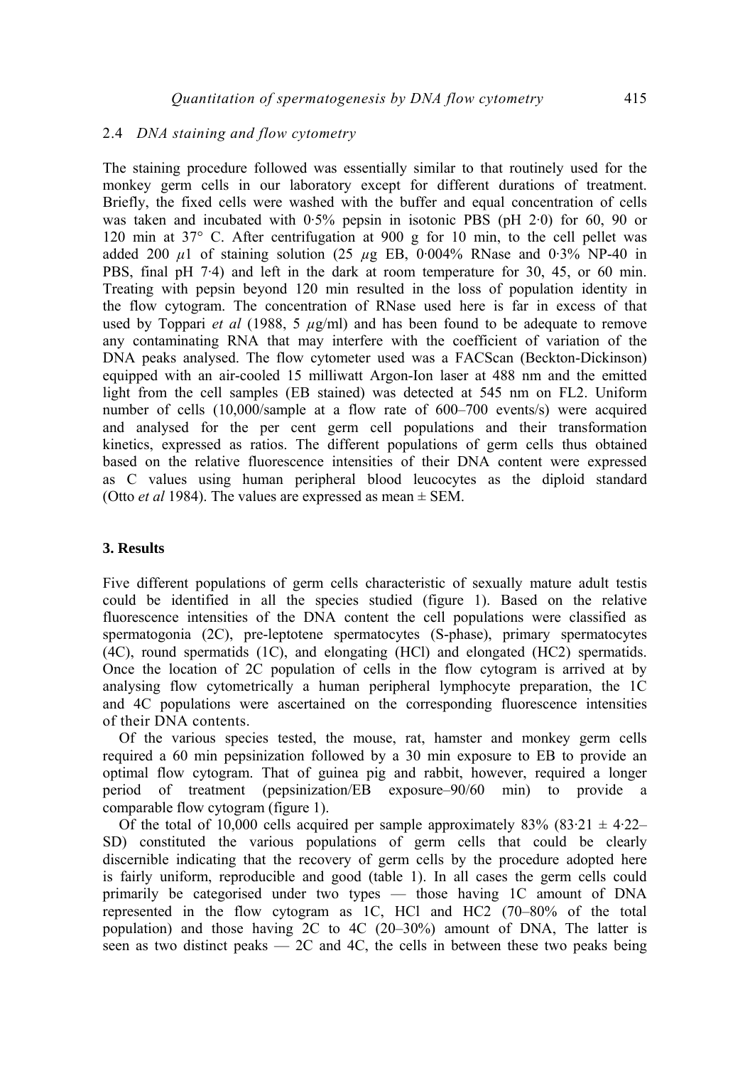### 2.4 *DNA staining and flow cytometry*

The staining procedure followed was essentially similar to that routinely used for the monkey germ cells in our laboratory except for different durations of treatment. Briefly, the fixed cells were washed with the buffer and equal concentration of cells was taken and incubated with 0·5% pepsin in isotonic PBS (pH 2·0) for 60, 90 or 120 min at 37° C. After centrifugation at 900 g for 10 min, to the cell pellet was added 200 $\mu$l of staining solution (25 $\mu$g EB, 0·004% RNase and 0·3% NP-40 in PBS, final pH 7·4) and left in the dark at room temperature for 30, 45, or 60 min. Treating with pepsin beyond 120 min resulted in the loss of population identity in the flow cytogram. The concentration of RNase used here is far in excess of that used by Toppari *et al* (1988, 5 $\mu$g/ml) and has been found to be adequate to remove any contaminating RNA that may interfere with the coefficient of variation of the DNA peaks analysed. The flow cytometer used was a FACScan (Beckton-Dickinson) equipped with an air-cooled 15 milliwatt Argon-Ion laser at 488 nm and the emitted light from the cell samples (EB stained) was detected at 545 nm on FL2. Uniform number of cells (10,000/sample at a flow rate of 600–700 events/s) were acquired and analysed for the per cent germ cell populations and their transformation kinetics, expressed as ratios. The different populations of germ cells thus obtained based on the relative fluorescence intensities of their DNA content were expressed as C values using human peripheral blood leucocytes as the diploid standard (Otto *et al* 1984). The values are expressed as mean ± SEM.

## 3. Results

Five different populations of germ cells characteristic of sexually mature adult testis could be identified in all the species studied (figure 1). Based on the relative fluorescence intensities of the DNA content the cell populations were classified as spermatogonia (2C), pre-leptotene spermatocytes (S-phase), primary spermatocytes (4C), round spermatids (1C), and elongating (HCl) and elongated (HC2) spermatids. Once the location of 2C population of cells in the flow cytogram is arrived at by analysing flow cytometrically a human peripheral lymphocyte preparation, the 1C and 4C populations were ascertained on the corresponding fluorescence intensities of their DNA contents.

Of the various species tested, the mouse, rat, hamster and monkey germ cells required a 60 min pepsinization followed by a 30 min exposure to EB to provide an optimal flow cytogram. That of guinea pig and rabbit, however, required a longer period of treatment (pepsinization/EB exposure–90/60 min) to provide a comparable flow cytogram (figure 1).

Of the total of 10,000 cells acquired per sample approximately 83% (83·21 ± 4·22–SD) constituted the various populations of germ cells that could be clearly discernible indicating that the recovery of germ cells by the procedure adopted here is fairly uniform, reproducible and good (table 1). In all cases the germ cells could primarily be categorised under two types — those having 1C amount of DNA represented in the flow cytogram as 1C, HCl and HC2 (70–80% of the total population) and those having 2C to 4C (20–30%) amount of DNA, The latter is seen as two distinct peaks — 2C and 4C, the cells in between these two peaks being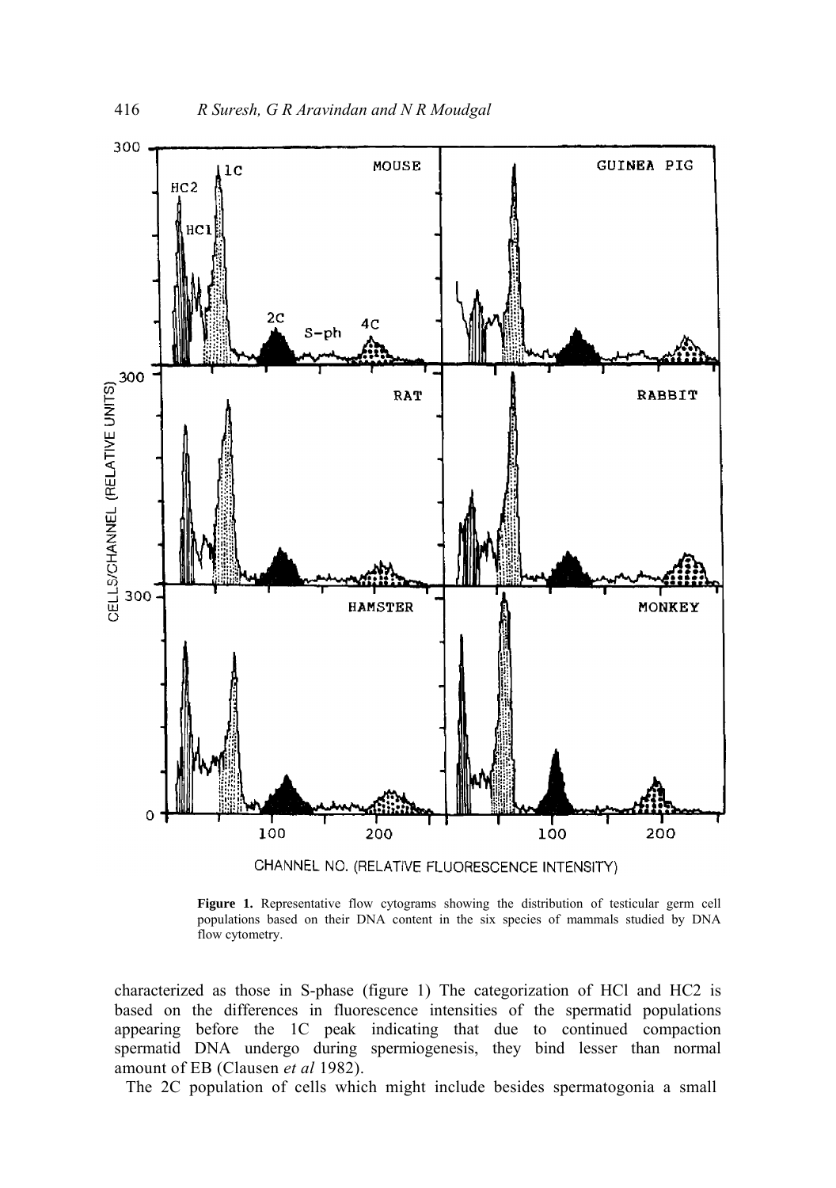**Figure 1.** Representative flow cytograms showing the distribution of testicular germ cell populations based on their DNA content in the six species of mammals studied by DNA flow cytometry.

characterized as those in S-phase (figure 1) The categorization of HCl and HC2 is based on the differences in fluorescence intensities of the spermatid populations appearing before the 1C peak indicating that due to continued compaction spermatid DNA undergo during spermiogenesis, they bind lesser than normal amount of EB (Clausen *et al* 1982).

The 2C population of cells which might include besides spermatogonia a small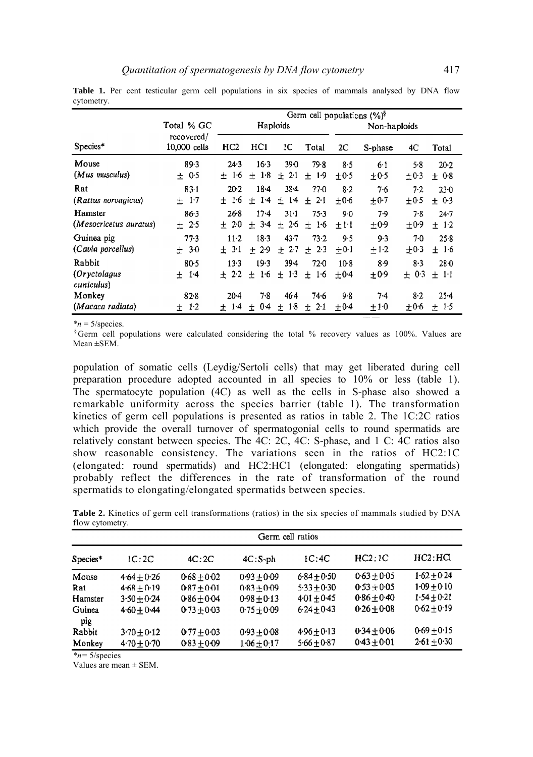**Table 1.** Per cent testicular germ cell populations in six species of mammals analysed by DNA flow cytometry.

| Species* | Total % GC recovered/ 10,000 cells | Germ cell populations (%)[§] | | | | | | | |
|---|---|---|---|---|---|---|---|---|---|
| | | Haploids | | | | Non-haploids | | | |
| | | HC2 | HC1 | 1C | Total | 2C | S-phase | 4C | Total |
| Mouse (*Mus musculus*) | 89·3 ± 0·5 | 24·3 ± 1·6 | 16·3 ± 1·8 | 39·0 ± 2·1 | 79·8 ± 1·9 | 8·5 ±0·5 | 6·1 ±0·5 | 5·8 ±0·3 | 20·2 ± 0·8 |
| Rat (*Rattus norvagicus*) | 83·1 ± 1·7 | 20·2 ± 1·6 | 18·4 ± 1·4 | 38·4 ± 1·4 | 77·0 ± 2·1 | 8·2 ±0·6 | 7·6 ±0·7 | 7·2 ±0·5 | 23·0 ± 0·3 |
| Hamster (*Mesocricetus auratus*) | 86·3 ± 2·5 | 26·8 ± 2·0 | 17·4 ± 3·4 | 31·1 ± 2·6 | 75·3 ± 1·6 | 9·0 ±1·1 | 7·9 ±0·9 | 7·8 ±0·9 | 24·7 ± 1·2 |
| Guinea pig (*Cavia porcellus*) | 77·3 ± 3·0 | 11·2 ± 3·1 | 18·3 ± 2·9 | 43·7 ± 2·7 | 73·2 ± 2·3 | 9·5 ±0·1 | 9·3 ±1·2 | 7·0 ±0·3 | 25·8 ± 1·6 |
| Rabbit (*Oryctolagus cuniculus*) | 80·5 ± 1·4 | 13·3 ± 2·2 | 19·3 ± 1·6 | 39·4 ± 1·3 | 72·0 ± 1·6 | 10·8 ±0·4 | 8·9 ±0·9 | 8·3 ± 0·3 | 28·0 ± 1·1 |
| Monkey (*Macaca radiata*) | 82·8 ± 1·2 | 20·4 ± 1·4 | 7·8 ± 0·4 | 46·4 ± 1·8 | 74·6 ± 2·1 | 9·8 ±0·4 | 7·4 ±1·0 | 8·2 ±0·6 | 25·4 ± 1·5 |

*$n$ = 5/species.

[§]Germ cell populations were calculated considering the total % recovery values as 100%. Values are Mean ±SEM.

population of somatic cells (Leydig/Sertoli cells) that may get liberated during cell preparation procedure adopted accounted in all species to 10% or less (table 1). The spermatocyte population (4C) as well as the cells in S-phase also showed a remarkable uniformity across the species barrier (table 1). The transformation kinetics of germ cell populations is presented as ratios in table 2. The 1C:2C ratios which provide the overall turnover of spermatogonial cells to round spermatids are relatively constant between species. The 4C: 2C, 4C: S-phase, and 1 C: 4C ratios also show reasonable consistency. The variations seen in the ratios of HC2:1C (elongated: round spermatids) and HC2:HC1 (elongated: elongating spermatids) probably reflect the differences in the rate of transformation of the round spermatids to elongating/elongated spermatids between species.

**Table 2.** Kinetics of germ cell transformations (ratios) in the six species of mammals studied by DNA flow cytometry.

| Species* | Germ cell ratios | | | | | |
|---|---|---|---|---|---|---|
| | 1C:2C | 4C:2C | 4C:S-ph | 1C:4C | HC2:1C | HC2:HCl |
| Mouse | 4·64±0·26 | 0·68±0·02 | 0·93±0·09 | 6·84±0·50 | 0·63±0·05 | 1·62±0·24 |
| Rat | 4·68±0·19 | 0·87±0·01 | 0·83±0·09 | 5·33±0·30 | 0·53±0·05 | 1·09±0·10 |
| Hamster | 3·50±0·24 | 0·86±0·04 | 0·98±0·13 | 4·01±0·45 | 0·86±0·40 | 1·54±0·21 |
| Guinea pig | 4·60±0·44 | 0·73±0·03 | 0·75±0·09 | 6·24±0·43 | 0·26±0·08 | 0·62±0·19 |
| Rabbit | 3·70±0·12 | 0·77±0·03 | 0·93±0·08 | 4·96±0·13 | 0·34±0·06 | 0·69±0·15 |
| Monkey | 4·70±0·70 | 0·83±0·09 | 1·06±0·17 | 5·66±0·87 | 0·43±0·01 | 2·61±0·30 |

*$n$= 5/species

Values are mean ± SEM.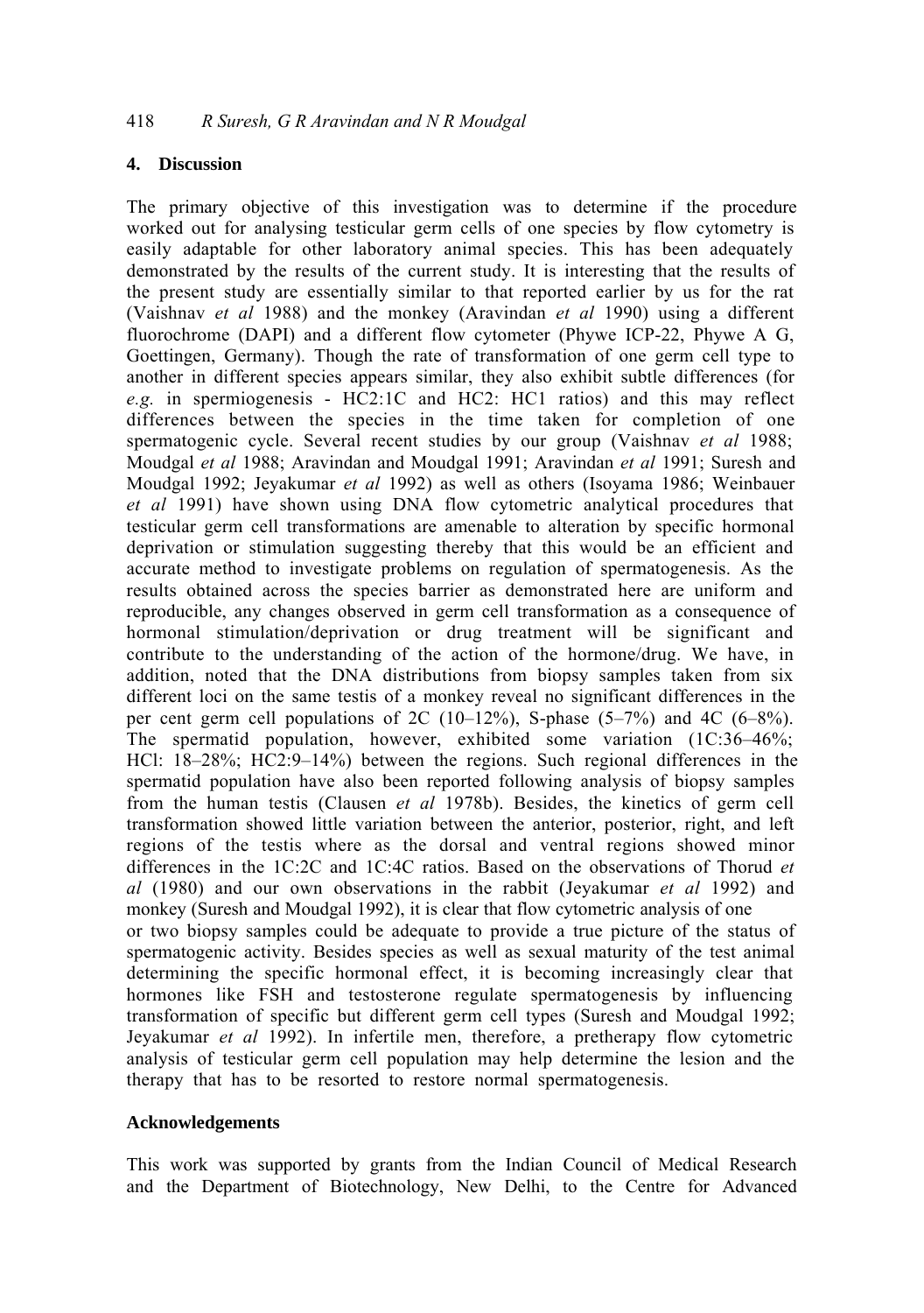## 4. Discussion

The primary objective of this investigation was to determine if the procedure worked out for analysing testicular germ cells of one species by flow cytometry is easily adaptable for other laboratory animal species. This has been adequately demonstrated by the results of the current study. It is interesting that the results of the present study are essentially similar to that reported earlier by us for the rat (Vaishnav *et al* 1988) and the monkey (Aravindan *et al* 1990) using a different fluorochrome (DAPI) and a different flow cytometer (Phywe ICP-22, Phywe A G, Goettingen, Germany). Though the rate of transformation of one germ cell type to another in different species appears similar, they also exhibit subtle differences (for *e.g.* in spermiogenesis - HC2:1C and HC2: HC1 ratios) and this may reflect differences between the species in the time taken for completion of one spermatogenic cycle. Several recent studies by our group (Vaishnav *et al* 1988; Moudgal *et al* 1988; Aravindan and Moudgal 1991; Aravindan *et al* 1991; Suresh and Moudgal 1992; Jeyakumar *et al* 1992) as well as others (Isoyama 1986; Weinbauer *et al* 1991) have shown using DNA flow cytometric analytical procedures that testicular germ cell transformations are amenable to alteration by specific hormonal deprivation or stimulation suggesting thereby that this would be an efficient and accurate method to investigate problems on regulation of spermatogenesis. As the results obtained across the species barrier as demonstrated here are uniform and reproducible, any changes observed in germ cell transformation as a consequence of hormonal stimulation/deprivation or drug treatment will be significant and contribute to the understanding of the action of the hormone/drug. We have, in addition, noted that the DNA distributions from biopsy samples taken from six different loci on the same testis of a monkey reveal no significant differences in the per cent germ cell populations of 2C (10–12%), S-phase (5–7%) and 4C (6–8%). The spermatid population, however, exhibited some variation (1C:36–46%; HCl: 18–28%; HC2:9–14%) between the regions. Such regional differences in the spermatid population have also been reported following analysis of biopsy samples from the human testis (Clausen *et al* 1978b). Besides, the kinetics of germ cell transformation showed little variation between the anterior, posterior, right, and left regions of the testis where as the dorsal and ventral regions showed minor differences in the 1C:2C and 1C:4C ratios. Based on the observations of Thorud *et al* (1980) and our own observations in the rabbit (Jeyakumar *et al* 1992) and monkey (Suresh and Moudgal 1992), it is clear that flow cytometric analysis of one or two biopsy samples could be adequate to provide a true picture of the status of spermatogenic activity. Besides species as well as sexual maturity of the test animal determining the specific hormonal effect, it is becoming increasingly clear that hormones like FSH and testosterone regulate spermatogenesis by influencing transformation of specific but different germ cell types (Suresh and Moudgal 1992; Jeyakumar *et al* 1992). In infertile men, therefore, a pretherapy flow cytometric analysis of testicular germ cell population may help determine the lesion and the therapy that has to be resorted to restore normal spermatogenesis.

## Acknowledgements

This work was supported by grants from the Indian Council of Medical Research and the Department of Biotechnology, New Delhi, to the Centre for Advanced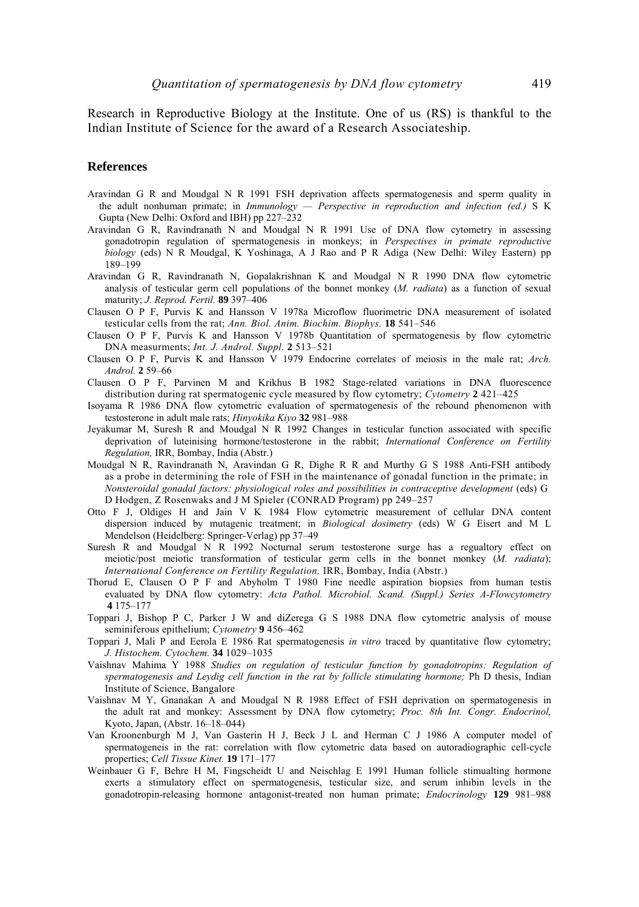Research in Reproductive Biology at the Institute. One of us (RS) is thankful to the Indian Institute of Science for the award of a Research Associateship.

## References

Aravindan G R and Moudgal N R 1991 FSH deprivation affects spermatogenesis and sperm quality in the adult nonhuman primate; in *Immunology — Perspective in reproduction and infection (ed.)* S K Gupta (New Delhi: Oxford and IBH) pp 227–232

Aravindan G R, Ravindranath N and Moudgal N R 1991 Use of DNA flow cytometry in assessing gonadotropin regulation of spermatogenesis in monkeys; in *Perspectives in primate reproductive biology* (eds) N R Moudgal, K Yoshinaga, A J Rao and P R Adiga (New Delhi: Wiley Eastern) pp 189–199

Aravindan G R, Ravindranath N, Gopalakrishnan K and Moudgal N R 1990 DNA flow cytometric analysis of testicular germ cell populations of the bonnet monkey (*M. radiata*) as a function of sexual maturity; *J. Reprod. Fertil.* **89** 397–406

Clausen O P F, Purvis K and Hansson V 1978a Microflow fluorimetric DNA measurement of isolated testicular cells from the rat; *Ann. Biol. Anim. Biochim. Biophys.* **18** 541–546

Clausen O P F, Purvis K and Hansson V 1978b Quantitation of spermatogenesis by flow cytometric DNA measurments; *Int. J. Androl. Suppl.* **2** 513–521

Clausen O P F, Purvis K and Hansson V 1979 Endocrine correlates of meiosis in the male rat; *Arch. Androl.* **2** 59–66

Clausen O P F, Parvinen M and Krikhus B 1982 Stage-related variations in DNA fluorescence distribution during rat spermatogenic cycle measured by flow cytometry; *Cytometry* **2** 421–425

Isoyama R 1986 DNA flow cytometric evaluation of spermatogenesis of the rebound phenomenon with testosterone in adult male rats; *Hinyokika Kiyo* **32** 981–988

Jeyakumar M, Suresh R and Moudgal N R 1992 Changes in testicular function associated with specific deprivation of luteinising hormone/testosterone in the rabbit; *International Conference on Fertility Regulation,* IRR, Bombay, India (Abstr.)

Moudgal N R, Ravindranath N, Aravindan G R, Dighe R R and Murthy G S 1988 Anti-FSH antibody as a probe in determining the role of FSH in the maintenance of gonadal function in the primate; in *Nonsteroidal gonadal factors: physiological roles and possibilities in contraceptive development* (eds) G D Hodgen, Z Rosenwaks and J M Spieler (CONRAD Program) pp 249–257

Otto F J, Oldiges H and Jain V K 1984 Flow cytometric measurement of cellular DNA content dispersion induced by mutagenic treatment; in *Biological dosimetry* (eds) W G Eisert and M L Mendelson (Heidelberg: Springer-Verlag) pp 37–49

Suresh R and Moudgal N R 1992 Nocturnal serum testosterone surge has a regualtory effect on meiotic/post meiotic transformation of testicular germ cells in the bonnet monkey (*M. radiata*); *International Conference on Fertility Regulation,* IRR, Bombay, India (Abstr.)

Thorud E, Clausen O P F and Abyholm T 1980 Fine needle aspiration biopsies from human testis evaluated by DNA flow cytometry: *Acta Pathol. Microbiol. Scand. (Suppl.) Series A-Flowcytometry* **4** 175–177

Toppari J, Bishop P C, Parker J W and diZerega G S 1988 DNA flow cytometric analysis of mouse seminiferous epithelium; *Cytometry* **9** 456–462

Toppari J, Mali P and Eerola E 1986 Rat spermatogenesis *in vitro* traced by quantitative flow cytometry; *J. Histochem. Cytochem.* **34** 1029–1035

Vaishnav Mahima Y 1988 *Studies on regulation of testicular function by gonadotropins: Regulation of spermatogenesis and Leydig cell function in the rat by follicle stimulating hormone;* Ph D thesis, Indian Institute of Science, Bangalore

Vaishnav M Y, Gnanakan A and Moudgal N R 1988 Effect of FSH deprivation on spermatogenesis in the adult rat and monkey: Assessment by DNA flow cytometry; *Proc. 8th Int. Congr. Endocrinol,* Kyoto, Japan, (Abstr. 16–18–044)

Van Kroonenburgh M J, Van Gasterin H J, Beck J L and Herman C J 1986 A computer model of spermatogeneis in the rat: correlation with flow cytometric data based on autoradiographic cell-cycle properties; *Cell Tissue Kinet.* **19** 171–177

Weinbauer G F, Behre H M, Fingscheidt U and Neischlag E 1991 Human follicle stimualting hormone exerts a stimulatory effect on spermatogenesis, testicular size, and serum inhibin levels in the gonadotropin-releasing hormone antagonist-treated non human primate; *Endocrinology* **129** 981–988